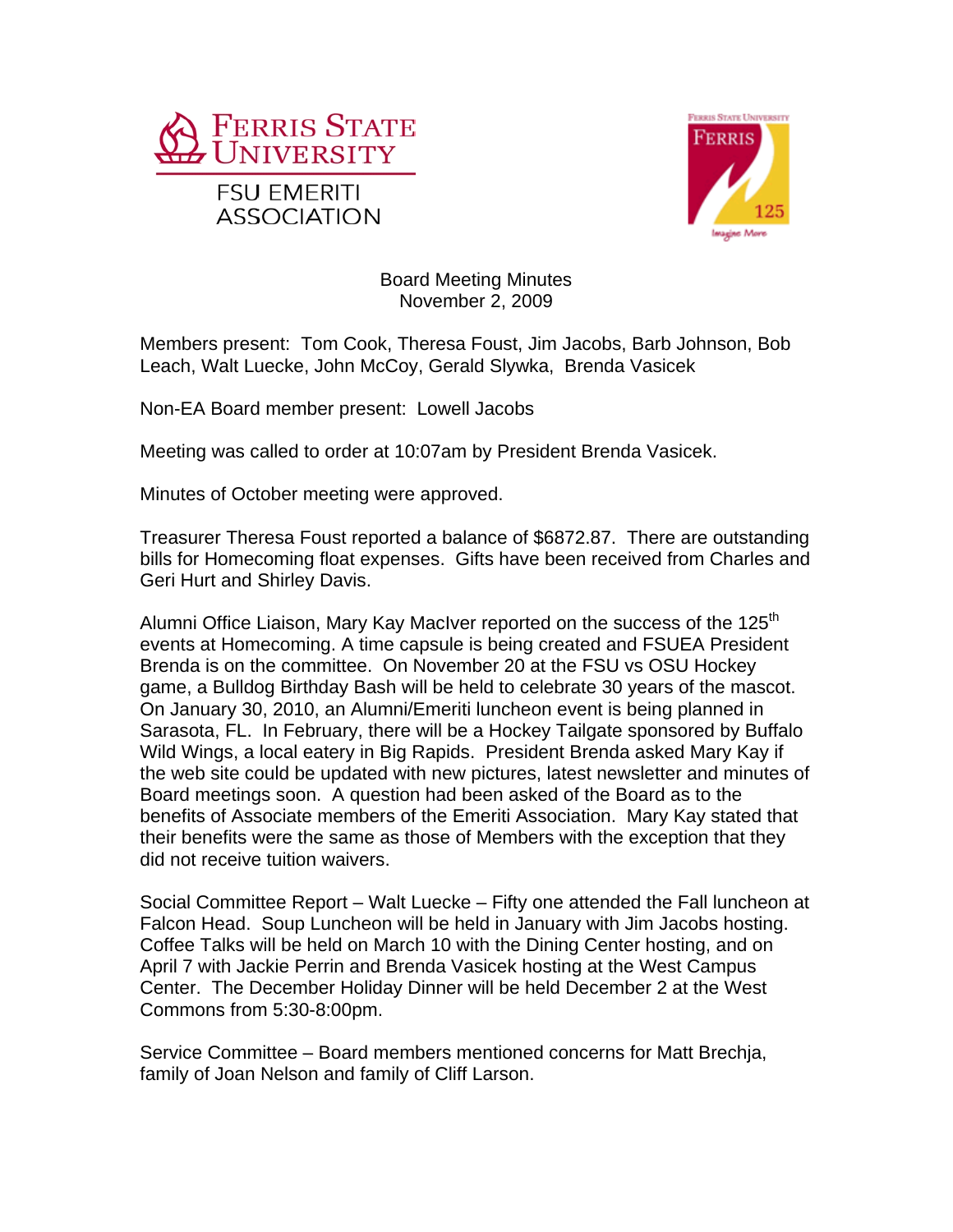FERRIS STATE UNIVERSITY

FSU EMERITI ASSOCIATION

Board Meeting Minutes
November 2, 2009

Members present: Tom Cook, Theresa Foust, Jim Jacobs, Barb Johnson, Bob Leach, Walt Luecke, John McCoy, Gerald Slywka, Brenda Vasicek

Non-EA Board member present: Lowell Jacobs

Meeting was called to order at 10:07am by President Brenda Vasicek.

Minutes of October meeting were approved.

Treasurer Theresa Foust reported a balance of $6872.87. There are outstanding bills for Homecoming float expenses. Gifts have been received from Charles and Geri Hurt and Shirley Davis.

Alumni Office Liaison, Mary Kay MacIver reported on the success of the 125th events at Homecoming. A time capsule is being created and FSUEA President Brenda is on the committee. On November 20 at the FSU vs OSU Hockey game, a Bulldog Birthday Bash will be held to celebrate 30 years of the mascot. On January 30, 2010, an Alumni/Emeriti luncheon event is being planned in Sarasota, FL. In February, there will be a Hockey Tailgate sponsored by Buffalo Wild Wings, a local eatery in Big Rapids. President Brenda asked Mary Kay if the web site could be updated with new pictures, latest newsletter and minutes of Board meetings soon. A question had been asked of the Board as to the benefits of Associate members of the Emeriti Association. Mary Kay stated that their benefits were the same as those of Members with the exception that they did not receive tuition waivers.

Social Committee Report – Walt Luecke – Fifty one attended the Fall luncheon at Falcon Head. Soup Luncheon will be held in January with Jim Jacobs hosting. Coffee Talks will be held on March 10 with the Dining Center hosting, and on April 7 with Jackie Perrin and Brenda Vasicek hosting at the West Campus Center. The December Holiday Dinner will be held December 2 at the West Commons from 5:30-8:00pm.

Service Committee – Board members mentioned concerns for Matt Brechja, family of Joan Nelson and family of Cliff Larson.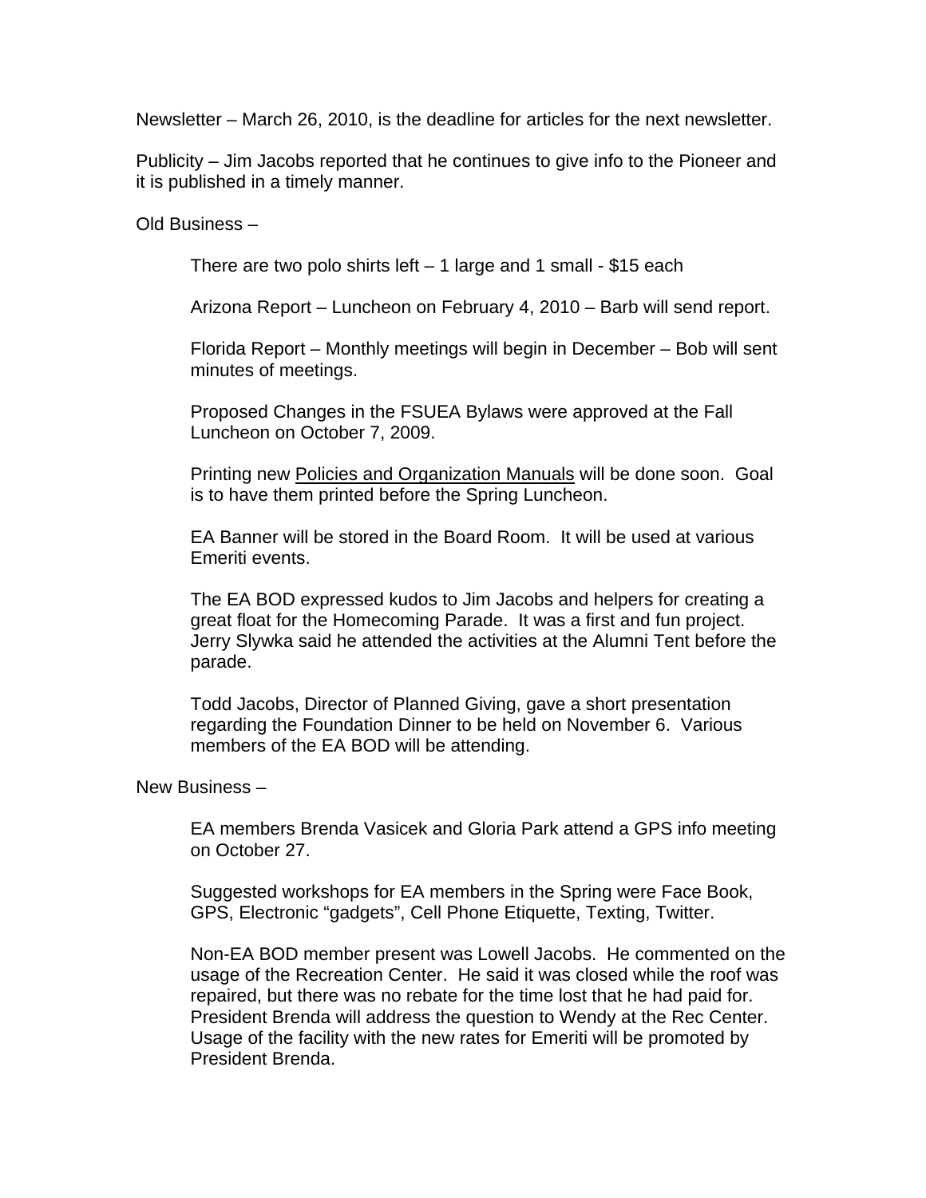Newsletter – March 26, 2010, is the deadline for articles for the next newsletter.

Publicity – Jim Jacobs reported that he continues to give info to the Pioneer and it is published in a timely manner.

Old Business –

> There are two polo shirts left – 1 large and 1 small - $15 each
>
> Arizona Report – Luncheon on February 4, 2010 – Barb will send report.
>
> Florida Report – Monthly meetings will begin in December – Bob will sent minutes of meetings.
>
> Proposed Changes in the FSUEA Bylaws were approved at the Fall Luncheon on October 7, 2009.
>
> Printing new <u>Policies and Organization Manuals</u> will be done soon. Goal is to have them printed before the Spring Luncheon.
>
> EA Banner will be stored in the Board Room. It will be used at various Emeriti events.
>
> The EA BOD expressed kudos to Jim Jacobs and helpers for creating a great float for the Homecoming Parade. It was a first and fun project. Jerry Slywka said he attended the activities at the Alumni Tent before the parade.
>
> Todd Jacobs, Director of Planned Giving, gave a short presentation regarding the Foundation Dinner to be held on November 6. Various members of the EA BOD will be attending.

New Business –

> EA members Brenda Vasicek and Gloria Park attend a GPS info meeting on October 27.
>
> Suggested workshops for EA members in the Spring were Face Book, GPS, Electronic "gadgets", Cell Phone Etiquette, Texting, Twitter.
>
> Non-EA BOD member present was Lowell Jacobs. He commented on the usage of the Recreation Center. He said it was closed while the roof was repaired, but there was no rebate for the time lost that he had paid for. President Brenda will address the question to Wendy at the Rec Center. Usage of the facility with the new rates for Emeriti will be promoted by President Brenda.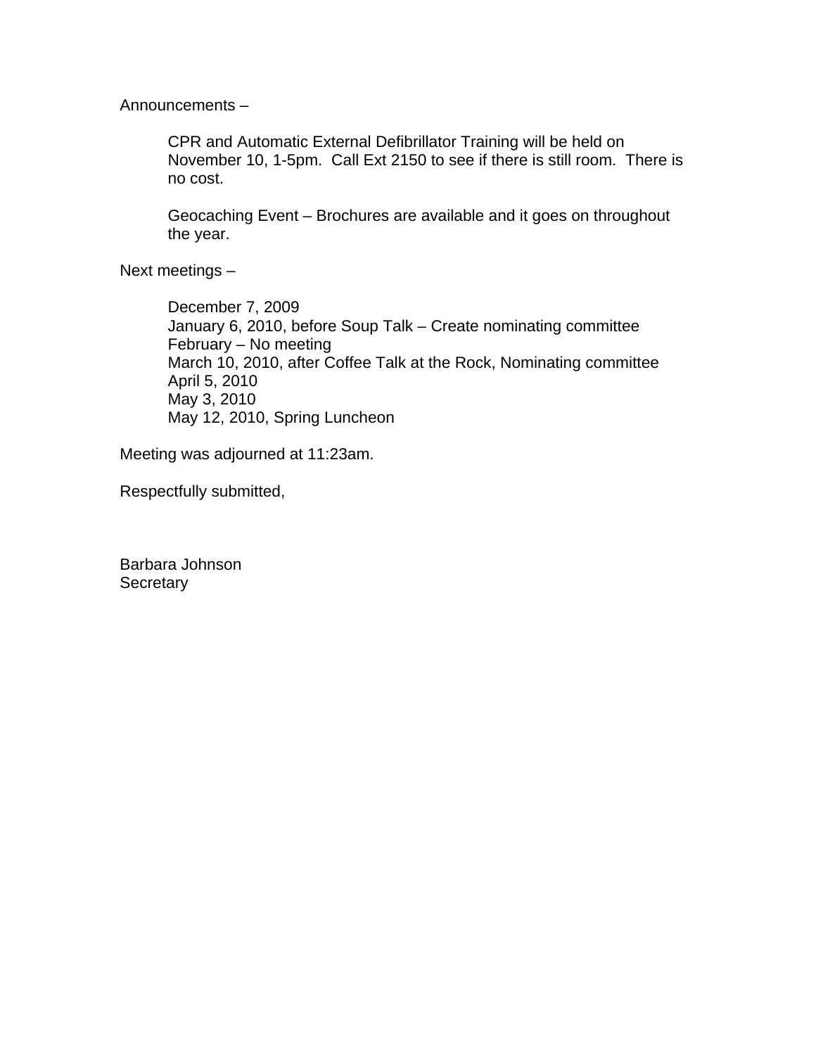Announcements –

CPR and Automatic External Defibrillator Training will be held on November 10, 1-5pm. Call Ext 2150 to see if there is still room. There is no cost.

Geocaching Event – Brochures are available and it goes on throughout the year.

Next meetings –

December 7, 2009  
January 6, 2010, before Soup Talk – Create nominating committee  
February – No meeting  
March 10, 2010, after Coffee Talk at the Rock, Nominating committee  
April 5, 2010  
May 3, 2010  
May 12, 2010, Spring Luncheon

Meeting was adjourned at 11:23am.

Respectfully submitted,

Barbara Johnson  
Secretary